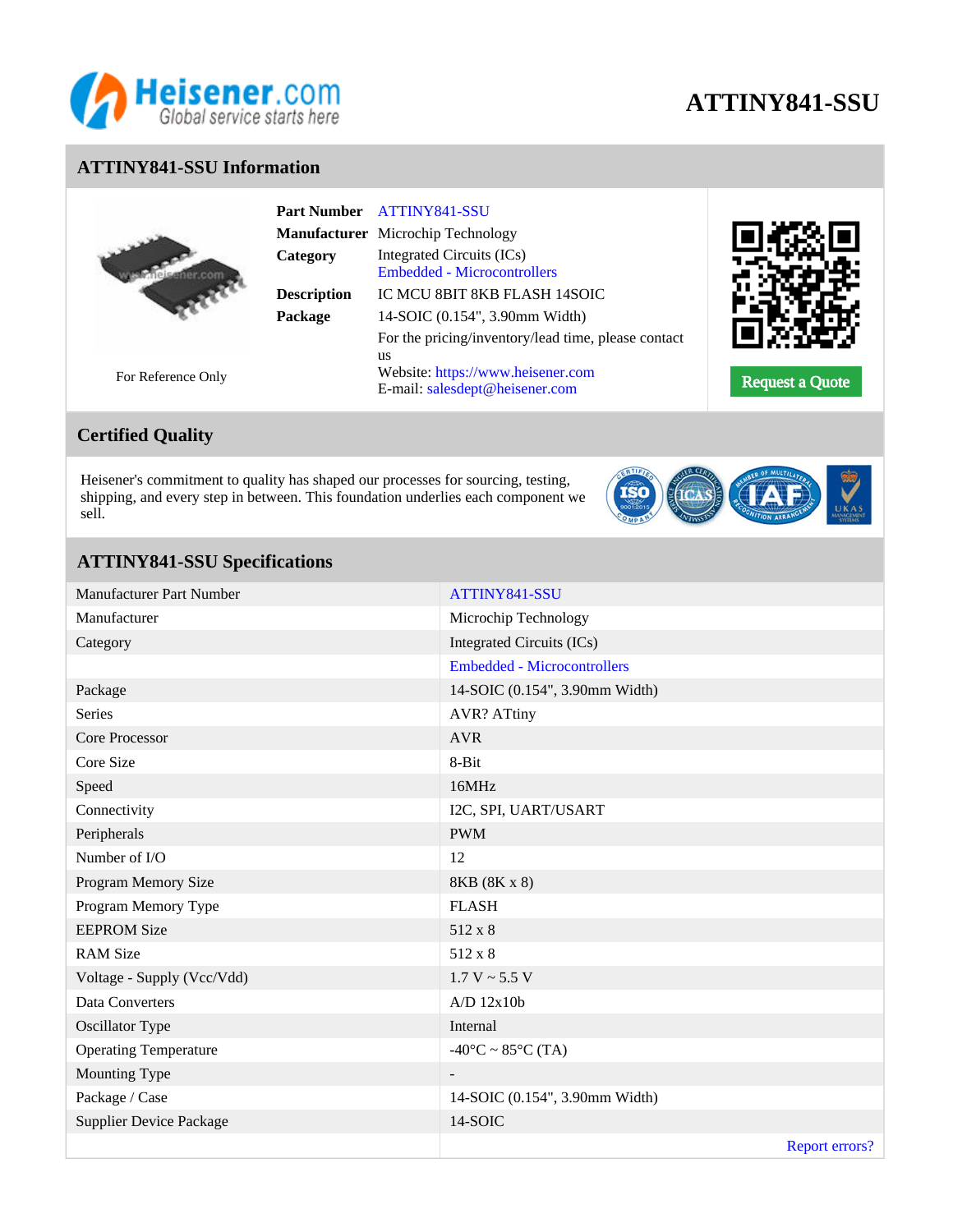# ATTINY841-SSU

## ATTINY841-SSU Information

| | |
|---|---|
| **Part Number** | ATTINY841-SSU |
| **Manufacturer** | Microchip Technology |
| **Category** | Integrated Circuits (ICs)<br>Embedded - Microcontrollers |
| **Description** | IC MCU 8BIT 8KB FLASH 14SOIC |
| **Package** | 14-SOIC (0.154", 3.90mm Width) |

For Reference Only

For the pricing/inventory/lead time, please contact us
Website: https://www.heisener.com
E-mail: salesdept@heisener.com

Request a Quote

## Certified Quality

Heisener's commitment to quality has shaped our processes for sourcing, testing, shipping, and every step in between. This foundation underlies each component we sell.

## ATTINY841-SSU Specifications

| | |
|---|---|
| Manufacturer Part Number | ATTINY841-SSU |
| Manufacturer | Microchip Technology |
| Category | Integrated Circuits (ICs) |
| | Embedded - Microcontrollers |
| Package | 14-SOIC (0.154", 3.90mm Width) |
| Series | AVR? ATtiny |
| Core Processor | AVR |
| Core Size | 8-Bit |
| Speed | 16MHz |
| Connectivity | I2C, SPI, UART/USART |
| Peripherals | PWM |
| Number of I/O | 12 |
| Program Memory Size | 8KB (8K x 8) |
| Program Memory Type | FLASH |
| EEPROM Size | 512 x 8 |
| RAM Size | 512 x 8 |
| Voltage - Supply (Vcc/Vdd) | 1.7 V ~ 5.5 V |
| Data Converters | A/D 12x10b |
| Oscillator Type | Internal |
| Operating Temperature | -40°C ~ 85°C (TA) |
| Mounting Type | - |
| Package / Case | 14-SOIC (0.154", 3.90mm Width) |
| Supplier Device Package | 14-SOIC |

Report errors?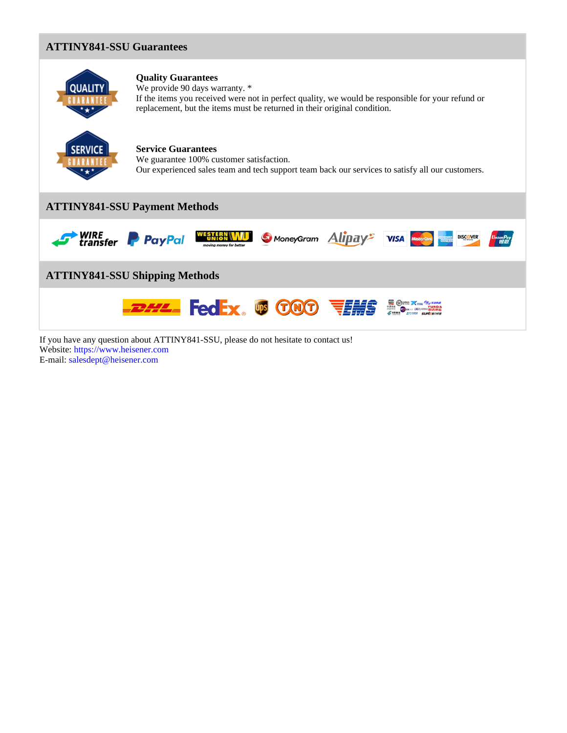## ATTINY841-SSU Guarantees

**Quality Guarantees**
We provide 90 days warranty. *
If the items you received were not in perfect quality, we would be responsible for your refund or replacement, but the items must be returned in their original condition.

**Service Guarantees**
We guarantee 100% customer satisfaction.
Our experienced sales team and tech support team back our services to satisfy all our customers.

## ATTINY841-SSU Payment Methods

## ATTINY841-SSU Shipping Methods

If you have any question about ATTINY841-SSU, please do not hesitate to contact us!
Website: https://www.heisener.com
E-mail: salesdept@heisener.com